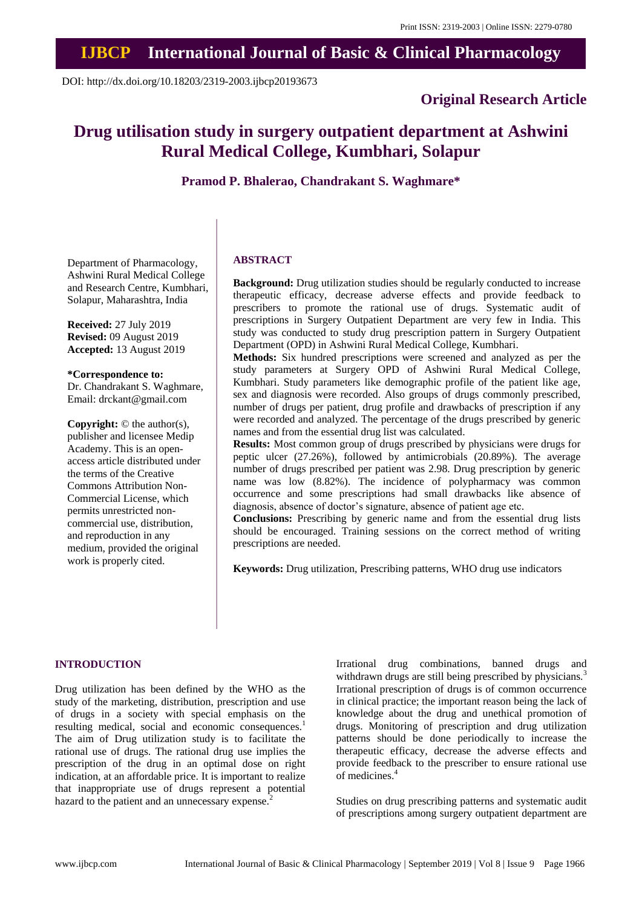Print ISSN: 2319-2003 | Online ISSN: 2279-0780

# IJBCP International Journal of Basic & Clinical Pharmacology

DOI: http://dx.doi.org/10.18203/2319-2003.ijbcp20193673

**Original Research Article**

# Drug utilisation study in surgery outpatient department at Ashwini Rural Medical College, Kumbhari, Solapur

**Pramod P. Bhalerao, Chandrakant S. Waghmare***

Department of Pharmacology, Ashwini Rural Medical College and Research Centre, Kumbhari, Solapur, Maharashtra, India

**Received:** 27 July 2019
**Revised:** 09 August 2019
**Accepted:** 13 August 2019

***Correspondence to:**
Dr. Chandrakant S. Waghmare,
Email: drckant@gmail.com

**Copyright:** © the author(s), publisher and licensee Medip Academy. This is an open-access article distributed under the terms of the Creative Commons Attribution Non-Commercial License, which permits unrestricted non-commercial use, distribution, and reproduction in any medium, provided the original work is properly cited.

## ABSTRACT

**Background:** Drug utilization studies should be regularly conducted to increase therapeutic efficacy, decrease adverse effects and provide feedback to prescribers to promote the rational use of drugs. Systematic audit of prescriptions in Surgery Outpatient Department are very few in India. This study was conducted to study drug prescription pattern in Surgery Outpatient Department (OPD) in Ashwini Rural Medical College, Kumbhari.

**Methods:** Six hundred prescriptions were screened and analyzed as per the study parameters at Surgery OPD of Ashwini Rural Medical College, Kumbhari. Study parameters like demographic profile of the patient like age, sex and diagnosis were recorded. Also groups of drugs commonly prescribed, number of drugs per patient, drug profile and drawbacks of prescription if any were recorded and analyzed. The percentage of the drugs prescribed by generic names and from the essential drug list was calculated.

**Results:** Most common group of drugs prescribed by physicians were drugs for peptic ulcer (27.26%), followed by antimicrobials (20.89%). The average number of drugs prescribed per patient was 2.98. Drug prescription by generic name was low (8.82%). The incidence of polypharmacy was common occurrence and some prescriptions had small drawbacks like absence of diagnosis, absence of doctor's signature, absence of patient age etc.

**Conclusions:** Prescribing by generic name and from the essential drug lists should be encouraged. Training sessions on the correct method of writing prescriptions are needed.

**Keywords:** Drug utilization, Prescribing patterns, WHO drug use indicators

## INTRODUCTION

Drug utilization has been defined by the WHO as the study of the marketing, distribution, prescription and use of drugs in a society with special emphasis on the resulting medical, social and economic consequences.[1] The aim of Drug utilization study is to facilitate the rational use of drugs. The rational drug use implies the prescription of the drug in an optimal dose on right indication, at an affordable price. It is important to realize that inappropriate use of drugs represent a potential hazard to the patient and an unnecessary expense.[2]

Irrational drug combinations, banned drugs and withdrawn drugs are still being prescribed by physicians.[3] Irrational prescription of drugs is of common occurrence in clinical practice; the important reason being the lack of knowledge about the drug and unethical promotion of drugs. Monitoring of prescription and drug utilization patterns should be done periodically to increase the therapeutic efficacy, decrease the adverse effects and provide feedback to the prescriber to ensure rational use of medicines.[4]

Studies on drug prescribing patterns and systematic audit of prescriptions among surgery outpatient department are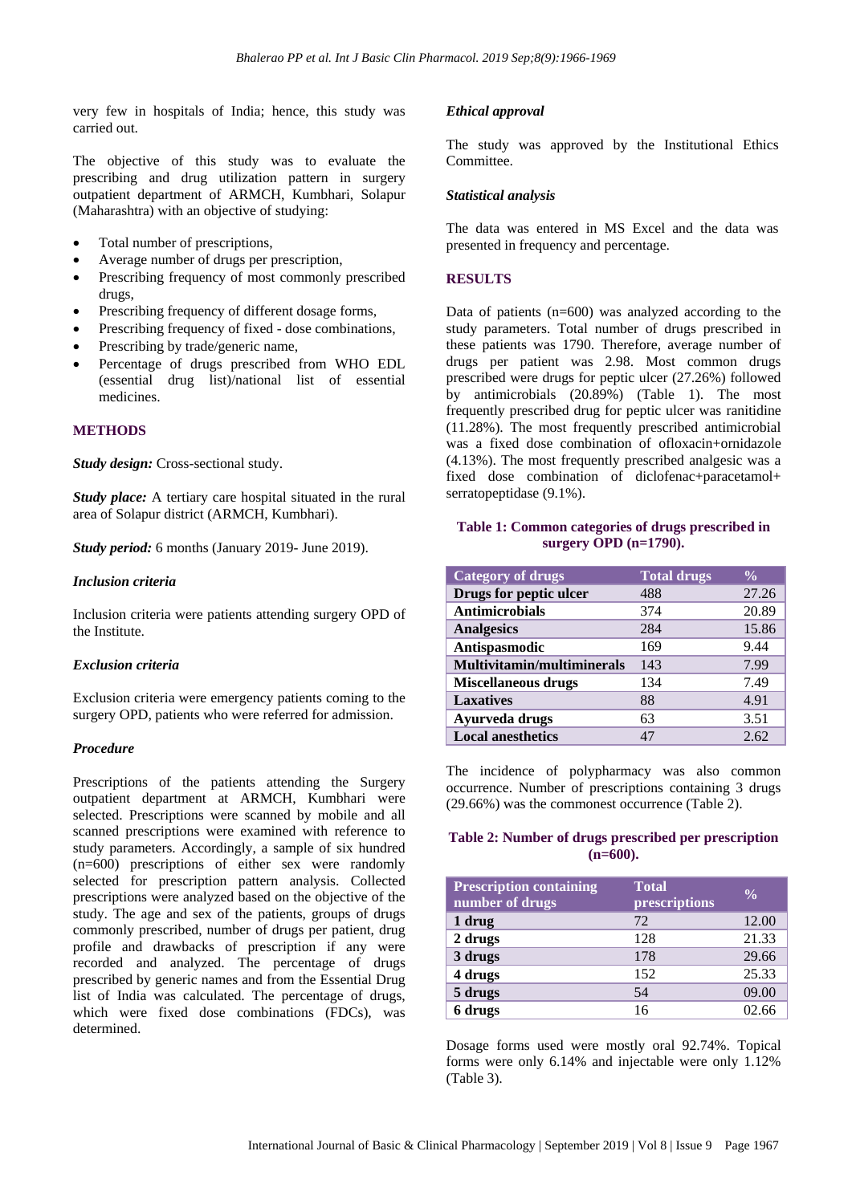very few in hospitals of India; hence, this study was carried out.

The objective of this study was to evaluate the prescribing and drug utilization pattern in surgery outpatient department of ARMCH, Kumbhari, Solapur (Maharashtra) with an objective of studying:

- Total number of prescriptions,
- Average number of drugs per prescription,
- Prescribing frequency of most commonly prescribed drugs,
- Prescribing frequency of different dosage forms,
- Prescribing frequency of fixed - dose combinations,
- Prescribing by trade/generic name,
- Percentage of drugs prescribed from WHO EDL (essential drug list)/national list of essential medicines.

## METHODS

***Study design:*** Cross-sectional study.

***Study place:*** A tertiary care hospital situated in the rural area of Solapur district (ARMCH, Kumbhari).

***Study period:*** 6 months (January 2019- June 2019).

### *Inclusion criteria*

Inclusion criteria were patients attending surgery OPD of the Institute.

### *Exclusion criteria*

Exclusion criteria were emergency patients coming to the surgery OPD, patients who were referred for admission.

### *Procedure*

Prescriptions of the patients attending the Surgery outpatient department at ARMCH, Kumbhari were selected. Prescriptions were scanned by mobile and all scanned prescriptions were examined with reference to study parameters. Accordingly, a sample of six hundred (n=600) prescriptions of either sex were randomly selected for prescription pattern analysis. Collected prescriptions were analyzed based on the objective of the study. The age and sex of the patients, groups of drugs commonly prescribed, number of drugs per patient, drug profile and drawbacks of prescription if any were recorded and analyzed. The percentage of drugs prescribed by generic names and from the Essential Drug list of India was calculated. The percentage of drugs, which were fixed dose combinations (FDCs), was determined.

### *Ethical approval*

The study was approved by the Institutional Ethics Committee.

### *Statistical analysis*

The data was entered in MS Excel and the data was presented in frequency and percentage.

## RESULTS

Data of patients (n=600) was analyzed according to the study parameters. Total number of drugs prescribed in these patients was 1790. Therefore, average number of drugs per patient was 2.98. Most common drugs prescribed were drugs for peptic ulcer (27.26%) followed by antimicrobials (20.89%) (Table 1). The most frequently prescribed drug for peptic ulcer was ranitidine (11.28%). The most frequently prescribed antimicrobial was a fixed dose combination of ofloxacin+ornidazole (4.13%). The most frequently prescribed analgesic was a fixed dose combination of diclofenac+paracetamol+ serratopeptidase (9.1%).

**Table 1: Common categories of drugs prescribed in surgery OPD (n=1790).**

| Category of drugs | Total drugs | % |
|---|---|---|
| **Drugs for peptic ulcer** | 488 | 27.26 |
| **Antimicrobials** | 374 | 20.89 |
| **Analgesics** | 284 | 15.86 |
| **Antispasmodic** | 169 | 9.44 |
| **Multivitamin/multiminerals** | 143 | 7.99 |
| **Miscellaneous drugs** | 134 | 7.49 |
| **Laxatives** | 88 | 4.91 |
| **Ayurveda drugs** | 63 | 3.51 |
| **Local anesthetics** | 47 | 2.62 |

The incidence of polypharmacy was also common occurrence. Number of prescriptions containing 3 drugs (29.66%) was the commonest occurrence (Table 2).

**Table 2: Number of drugs prescribed per prescription (n=600).**

| Prescription containing number of drugs | Total prescriptions | % |
|---|---|---|
| **1 drug** | 72 | 12.00 |
| **2 drugs** | 128 | 21.33 |
| **3 drugs** | 178 | 29.66 |
| **4 drugs** | 152 | 25.33 |
| **5 drugs** | 54 | 09.00 |
| **6 drugs** | 16 | 02.66 |

Dosage forms used were mostly oral 92.74%. Topical forms were only 6.14% and injectable were only 1.12% (Table 3).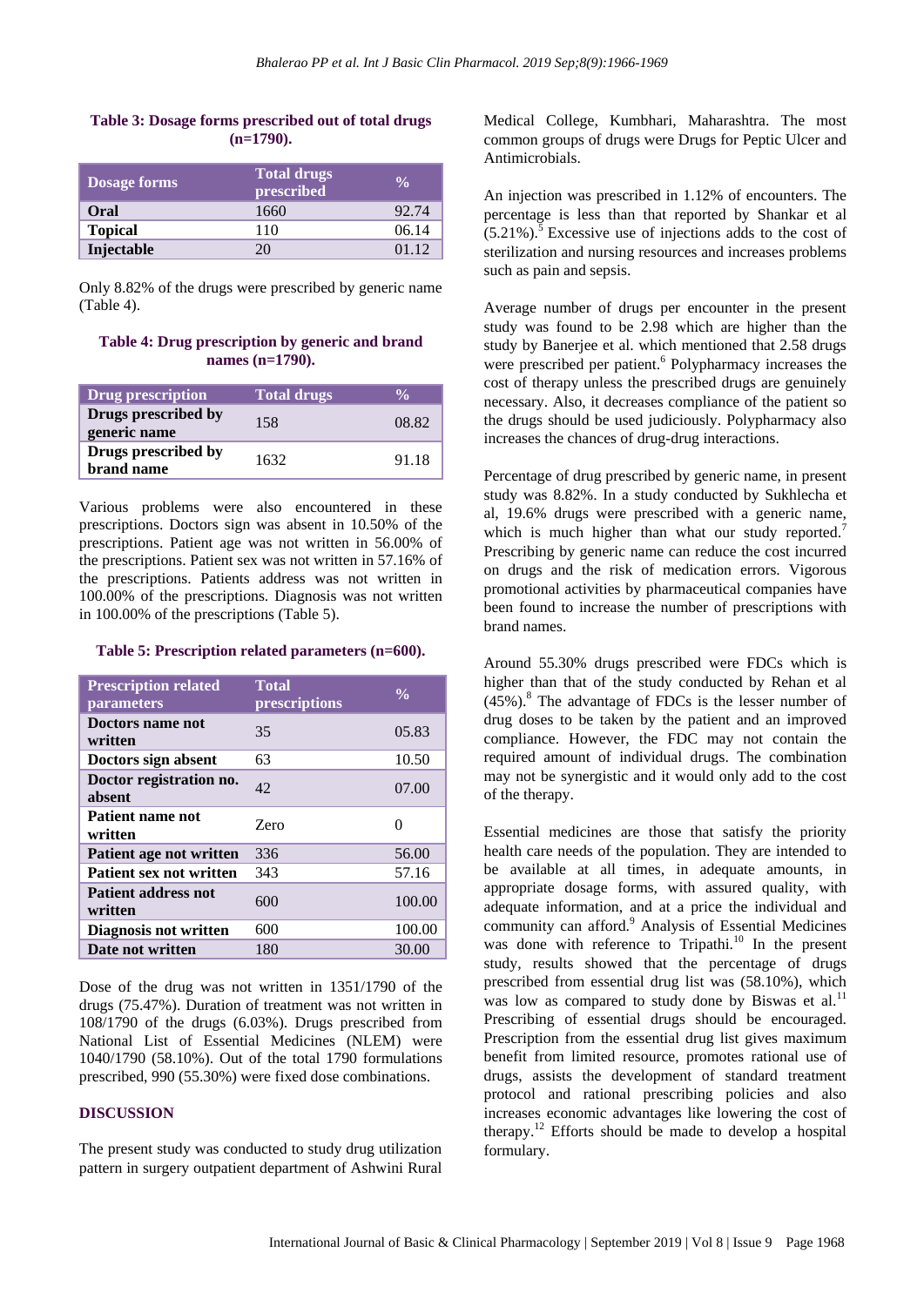**Table 3: Dosage forms prescribed out of total drugs (n=1790).**

| Dosage forms | Total drugs prescribed | % |
|---|---|---|
| **Oral** | 1660 | 92.74 |
| **Topical** | 110 | 06.14 |
| **Injectable** | 20 | 01.12 |

Only 8.82% of the drugs were prescribed by generic name (Table 4).

**Table 4: Drug prescription by generic and brand names (n=1790).**

| Drug prescription | Total drugs | % |
|---|---|---|
| **Drugs prescribed by generic name** | 158 | 08.82 |
| **Drugs prescribed by brand name** | 1632 | 91.18 |

Various problems were also encountered in these prescriptions. Doctors sign was absent in 10.50% of the prescriptions. Patient age was not written in 56.00% of the prescriptions. Patient sex was not written in 57.16% of the prescriptions. Patients address was not written in 100.00% of the prescriptions. Diagnosis was not written in 100.00% of the prescriptions (Table 5).

**Table 5: Prescription related parameters (n=600).**

| Prescription related parameters | Total prescriptions | % |
|---|---|---|
| **Doctors name not written** | 35 | 05.83 |
| **Doctors sign absent** | 63 | 10.50 |
| **Doctor registration no. absent** | 42 | 07.00 |
| **Patient name not written** | Zero | 0 |
| **Patient age not written** | 336 | 56.00 |
| **Patient sex not written** | 343 | 57.16 |
| **Patient address not written** | 600 | 100.00 |
| **Diagnosis not written** | 600 | 100.00 |
| **Date not written** | 180 | 30.00 |

Dose of the drug was not written in 1351/1790 of the drugs (75.47%). Duration of treatment was not written in 108/1790 of the drugs (6.03%). Drugs prescribed from National List of Essential Medicines (NLEM) were 1040/1790 (58.10%). Out of the total 1790 formulations prescribed, 990 (55.30%) were fixed dose combinations.

## DISCUSSION

The present study was conducted to study drug utilization pattern in surgery outpatient department of Ashwini Rural Medical College, Kumbhari, Maharashtra. The most common groups of drugs were Drugs for Peptic Ulcer and Antimicrobials.

An injection was prescribed in 1.12% of encounters. The percentage is less than that reported by Shankar et al (5.21%).[5] Excessive use of injections adds to the cost of sterilization and nursing resources and increases problems such as pain and sepsis.

Average number of drugs per encounter in the present study was found to be 2.98 which are higher than the study by Banerjee et al. which mentioned that 2.58 drugs were prescribed per patient.[6] Polypharmacy increases the cost of therapy unless the prescribed drugs are genuinely necessary. Also, it decreases compliance of the patient so the drugs should be used judiciously. Polypharmacy also increases the chances of drug-drug interactions.

Percentage of drug prescribed by generic name, in present study was 8.82%. In a study conducted by Sukhlecha et al, 19.6% drugs were prescribed with a generic name, which is much higher than what our study reported.[7] Prescribing by generic name can reduce the cost incurred on drugs and the risk of medication errors. Vigorous promotional activities by pharmaceutical companies have been found to increase the number of prescriptions with brand names.

Around 55.30% drugs prescribed were FDCs which is higher than that of the study conducted by Rehan et al (45%).[8] The advantage of FDCs is the lesser number of drug doses to be taken by the patient and an improved compliance. However, the FDC may not contain the required amount of individual drugs. The combination may not be synergistic and it would only add to the cost of the therapy.

Essential medicines are those that satisfy the priority health care needs of the population. They are intended to be available at all times, in adequate amounts, in appropriate dosage forms, with assured quality, with adequate information, and at a price the individual and community can afford.[9] Analysis of Essential Medicines was done with reference to Tripathi.[10] In the present study, results showed that the percentage of drugs prescribed from essential drug list was (58.10%), which was low as compared to study done by Biswas et al.[11] Prescribing of essential drugs should be encouraged. Prescription from the essential drug list gives maximum benefit from limited resource, promotes rational use of drugs, assists the development of standard treatment protocol and rational prescribing policies and also increases economic advantages like lowering the cost of therapy.[12] Efforts should be made to develop a hospital formulary.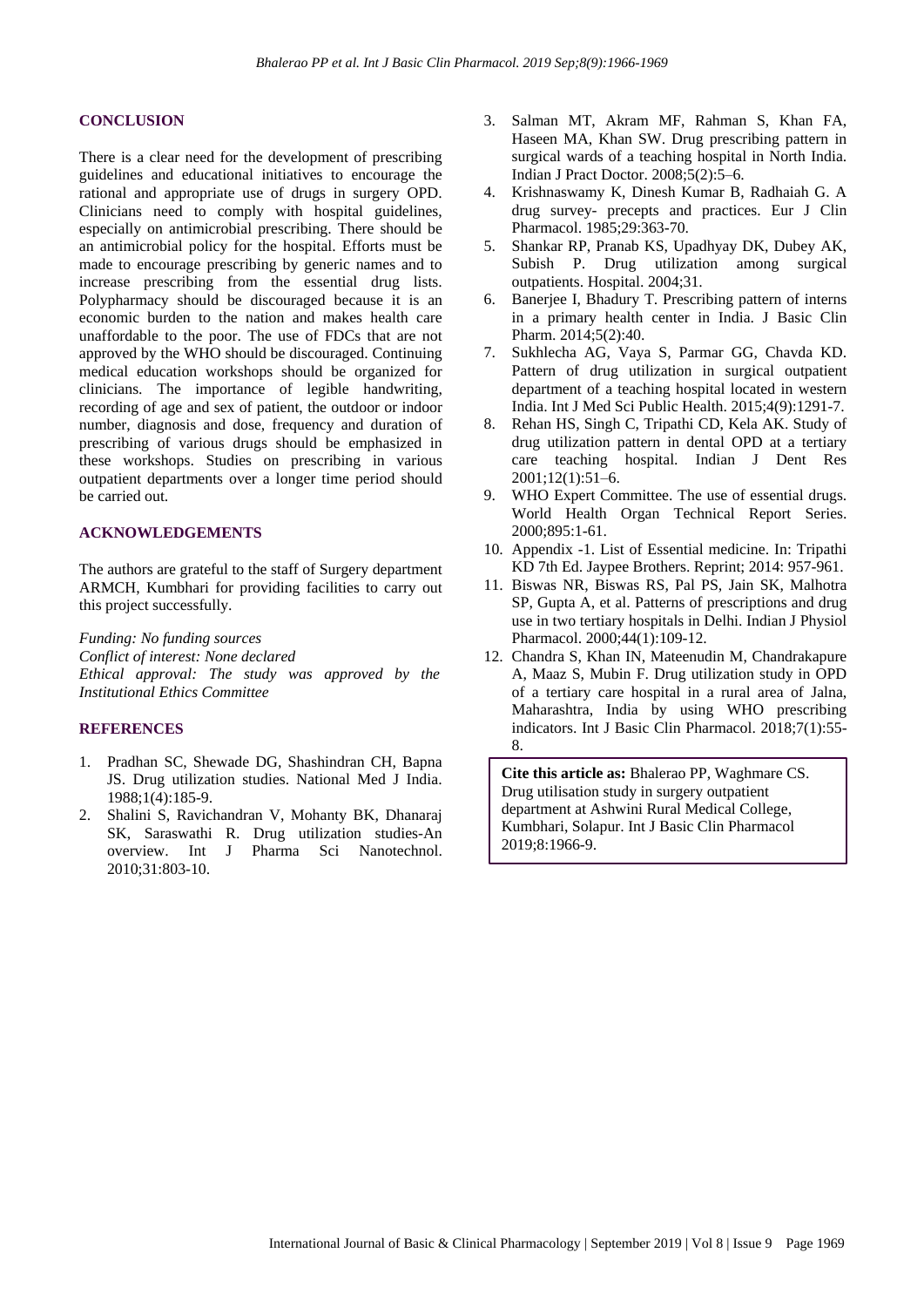## CONCLUSION

There is a clear need for the development of prescribing guidelines and educational initiatives to encourage the rational and appropriate use of drugs in surgery OPD. Clinicians need to comply with hospital guidelines, especially on antimicrobial prescribing. There should be an antimicrobial policy for the hospital. Efforts must be made to encourage prescribing by generic names and to increase prescribing from the essential drug lists. Polypharmacy should be discouraged because it is an economic burden to the nation and makes health care unaffordable to the poor. The use of FDCs that are not approved by the WHO should be discouraged. Continuing medical education workshops should be organized for clinicians. The importance of legible handwriting, recording of age and sex of patient, the outdoor or indoor number, diagnosis and dose, frequency and duration of prescribing of various drugs should be emphasized in these workshops. Studies on prescribing in various outpatient departments over a longer time period should be carried out.

## ACKNOWLEDGEMENTS

The authors are grateful to the staff of Surgery department ARMCH, Kumbhari for providing facilities to carry out this project successfully.

*Funding: No funding sources*
*Conflict of interest: None declared*
*Ethical approval: The study was approved by the Institutional Ethics Committee*

## REFERENCES

1. Pradhan SC, Shewade DG, Shashindran CH, Bapna JS. Drug utilization studies. National Med J India. 1988;1(4):185-9.
2. Shalini S, Ravichandran V, Mohanty BK, Dhanaraj SK, Saraswathi R. Drug utilization studies-An overview. Int J Pharma Sci Nanotechnol. 2010;31:803-10.
3. Salman MT, Akram MF, Rahman S, Khan FA, Haseen MA, Khan SW. Drug prescribing pattern in surgical wards of a teaching hospital in North India. Indian J Pract Doctor. 2008;5(2):5–6.
4. Krishnaswamy K, Dinesh Kumar B, Radhaiah G. A drug survey- precepts and practices. Eur J Clin Pharmacol. 1985;29:363-70.
5. Shankar RP, Pranab KS, Upadhyay DK, Dubey AK, Subish P. Drug utilization among surgical outpatients. Hospital. 2004;31.
6. Banerjee I, Bhadury T. Prescribing pattern of interns in a primary health center in India. J Basic Clin Pharm. 2014;5(2):40.
7. Sukhlecha AG, Vaya S, Parmar GG, Chavda KD. Pattern of drug utilization in surgical outpatient department of a teaching hospital located in western India. Int J Med Sci Public Health. 2015;4(9):1291-7.
8. Rehan HS, Singh C, Tripathi CD, Kela AK. Study of drug utilization pattern in dental OPD at a tertiary care teaching hospital. Indian J Dent Res 2001;12(1):51–6.
9. WHO Expert Committee. The use of essential drugs. World Health Organ Technical Report Series. 2000;895:1-61.
10. Appendix -1. List of Essential medicine. In: Tripathi KD 7th Ed. Jaypee Brothers. Reprint; 2014: 957-961.
11. Biswas NR, Biswas RS, Pal PS, Jain SK, Malhotra SP, Gupta A, et al. Patterns of prescriptions and drug use in two tertiary hospitals in Delhi. Indian J Physiol Pharmacol. 2000;44(1):109-12.
12. Chandra S, Khan IN, Mateenudin M, Chandrakapure A, Maaz S, Mubin F. Drug utilization study in OPD of a tertiary care hospital in a rural area of Jalna, Maharashtra, India by using WHO prescribing indicators. Int J Basic Clin Pharmacol. 2018;7(1):55-8.

**Cite this article as:** Bhalerao PP, Waghmare CS. Drug utilisation study in surgery outpatient department at Ashwini Rural Medical College, Kumbhari, Solapur. Int J Basic Clin Pharmacol 2019;8:1966-9.